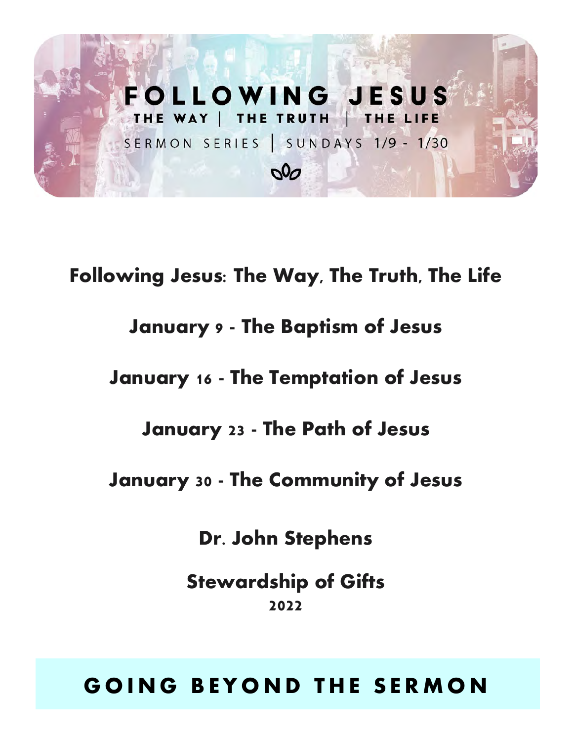FOLLOWING JESUS

THE WAY | THE TRUTH | THE LIFE

SERMON SERIES | SUNDAYS 1/9 - 1/30

# Following Jesus: The Way, The Truth, The Life

## January 9 - The Baptism of Jesus

## January 16 - The Temptation of Jesus

## January 23 - The Path of Jesus

## January 30 - The Community of Jesus

**Dr. John Stephens**

**Stewardship of Gifts**
**2022**

## GOING BEYOND THE SERMON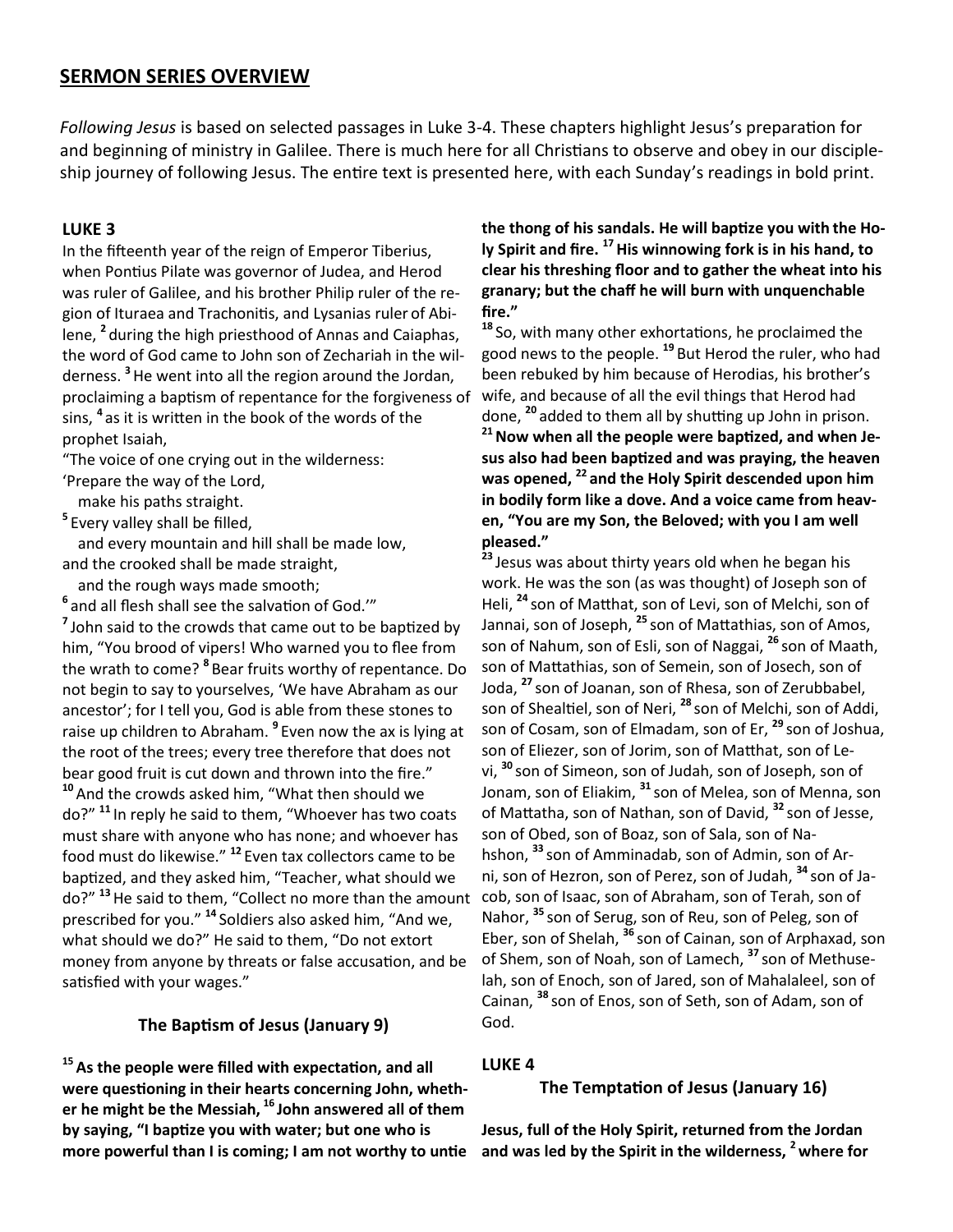## SERMON SERIES OVERVIEW

*Following Jesus* is based on selected passages in Luke 3-4. These chapters highlight Jesus's preparation for and beginning of ministry in Galilee. There is much here for all Christians to observe and obey in our discipleship journey of following Jesus. The entire text is presented here, with each Sunday's readings in bold print.

### LUKE 3

In the fifteenth year of the reign of Emperor Tiberius, when Pontius Pilate was governor of Judea, and Herod was ruler of Galilee, and his brother Philip ruler of the region of Ituraea and Trachonitis, and Lysanias ruler of Abilene, [2] during the high priesthood of Annas and Caiaphas, the word of God came to John son of Zechariah in the wilderness. [3] He went into all the region around the Jordan, proclaiming a baptism of repentance for the forgiveness of sins, [4] as it is written in the book of the words of the prophet Isaiah,

"The voice of one crying out in the wilderness:
'Prepare the way of the Lord,
make his paths straight.
[5] Every valley shall be filled,
and every mountain and hill shall be made low,
and the crooked shall be made straight,
and the rough ways made smooth;
[6] and all flesh shall see the salvation of God.'"

[7] John said to the crowds that came out to be baptized by him, "You brood of vipers! Who warned you to flee from the wrath to come? [8] Bear fruits worthy of repentance. Do not begin to say to yourselves, 'We have Abraham as our ancestor'; for I tell you, God is able from these stones to raise up children to Abraham. [9] Even now the ax is lying at the root of the trees; every tree therefore that does not bear good fruit is cut down and thrown into the fire." [10] And the crowds asked him, "What then should we do?" [11] In reply he said to them, "Whoever has two coats must share with anyone who has none; and whoever has food must do likewise." [12] Even tax collectors came to be baptized, and they asked him, "Teacher, what should we do?" [13] He said to them, "Collect no more than the amount prescribed for you." [14] Soldiers also asked him, "And we, what should we do?" He said to them, "Do not extort money from anyone by threats or false accusation, and be satisfied with your wages."

#### The Baptism of Jesus (January 9)

**[15] As the people were filled with expectation, and all were questioning in their hearts concerning John, whether he might be the Messiah, [16] John answered all of them by saying, "I baptize you with water; but one who is more powerful than I is coming; I am not worthy to untie the thong of his sandals. He will baptize you with the Holy Spirit and fire. [17] His winnowing fork is in his hand, to clear his threshing floor and to gather the wheat into his granary; but the chaff he will burn with unquenchable fire."**

[18] So, with many other exhortations, he proclaimed the good news to the people. [19] But Herod the ruler, who had been rebuked by him because of Herodias, his brother's wife, and because of all the evil things that Herod had done, [20] added to them all by shutting up John in prison.

**[21] Now when all the people were baptized, and when Jesus also had been baptized and was praying, the heaven was opened, [22] and the Holy Spirit descended upon him in bodily form like a dove. And a voice came from heaven, "You are my Son, the Beloved; with you I am well pleased."**

[23] Jesus was about thirty years old when he began his work. He was the son (as was thought) of Joseph son of Heli, [24] son of Matthat, son of Levi, son of Melchi, son of Jannai, son of Joseph, [25] son of Mattathias, son of Amos, son of Nahum, son of Esli, son of Naggai, [26] son of Maath, son of Mattathias, son of Semein, son of Josech, son of Joda, [27] son of Joanan, son of Rhesa, son of Zerubbabel, son of Shealtiel, son of Neri, [28] son of Melchi, son of Addi, son of Cosam, son of Elmadam, son of Er, [29] son of Joshua, son of Eliezer, son of Jorim, son of Matthat, son of Levi, [30] son of Simeon, son of Judah, son of Joseph, son of Jonam, son of Eliakim, [31] son of Melea, son of Menna, son of Mattatha, son of Nathan, son of David, [32] son of Jesse, son of Obed, son of Boaz, son of Sala, son of Nahshon, [33] son of Amminadab, son of Admin, son of Arni, son of Hezron, son of Perez, son of Judah, [34] son of Jacob, son of Isaac, son of Abraham, son of Terah, son of Nahor, [35] son of Serug, son of Reu, son of Peleg, son of Eber, son of Shelah, [36] son of Cainan, son of Arphaxad, son of Shem, son of Noah, son of Lamech, [37] son of Methuselah, son of Enoch, son of Jared, son of Mahalaleel, son of Cainan, [38] son of Enos, son of Seth, son of Adam, son of God.

### LUKE 4

#### The Temptation of Jesus (January 16)

**Jesus, full of the Holy Spirit, returned from the Jordan and was led by the Spirit in the wilderness, [2] where for**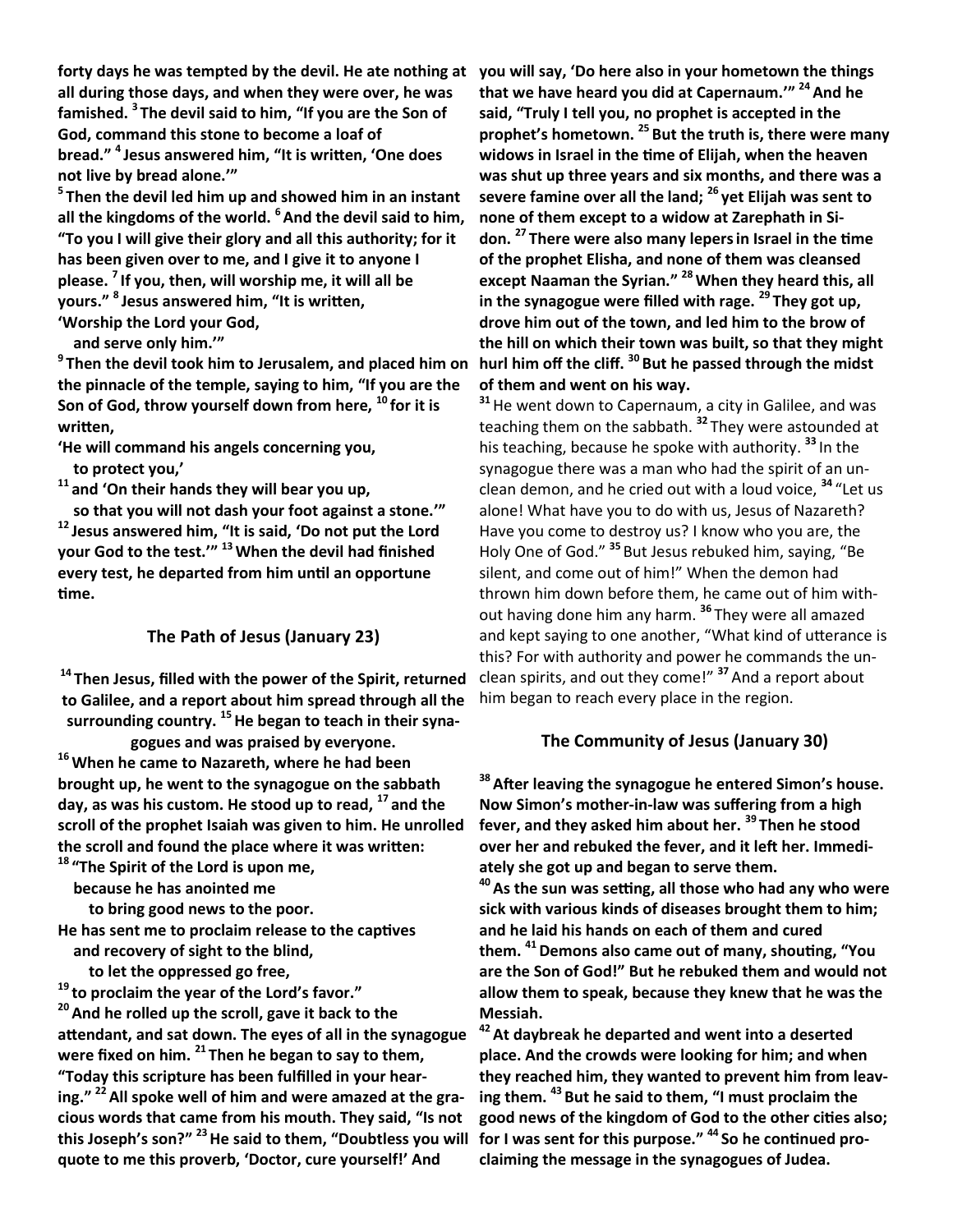**forty days he was tempted by the devil. He ate nothing at all during those days, and when they were over, he was famished. [3] The devil said to him, "If you are the Son of God, command this stone to become a loaf of bread." [4] Jesus answered him, "It is written, 'One does not live by bread alone.'"**

**[5] Then the devil led him up and showed him in an instant all the kingdoms of the world. [6] And the devil said to him, "To you I will give their glory and all this authority; for it has been given over to me, and I give it to anyone I please. [7] If you, then, will worship me, it will all be yours." [8] Jesus answered him, "It is written,**
**'Worship the Lord your God,**
**and serve only him.'"**

**[9] Then the devil took him to Jerusalem, and placed him on the pinnacle of the temple, saying to him, "If you are the Son of God, throw yourself down from here, [10] for it is written,**
**'He will command his angels concerning you,**
**to protect you,'**
**[11] and 'On their hands they will bear you up,**
**so that you will not dash your foot against a stone.'"**
**[12] Jesus answered him, "It is said, 'Do not put the Lord your God to the test.'" [13] When the devil had finished every test, he departed from him until an opportune time.**

### The Path of Jesus (January 23)

**[14] Then Jesus, filled with the power of the Spirit, returned to Galilee, and a report about him spread through all the surrounding country. [15] He began to teach in their synagogues and was praised by everyone.**

**[16] When he came to Nazareth, where he had been brought up, he went to the synagogue on the sabbath day, as was his custom. He stood up to read, [17] and the scroll of the prophet Isaiah was given to him. He unrolled the scroll and found the place where it was written:**
**[18] "The Spirit of the Lord is upon me,**
**because he has anointed me**
**to bring good news to the poor.**
**He has sent me to proclaim release to the captives**
**and recovery of sight to the blind,**
**to let the oppressed go free,**
**[19] to proclaim the year of the Lord's favor."**
**[20] And he rolled up the scroll, gave it back to the attendant, and sat down. The eyes of all in the synagogue were fixed on him. [21] Then he began to say to them, "Today this scripture has been fulfilled in your hearing." [22] All spoke well of him and were amazed at the gracious words that came from his mouth. They said, "Is not this Joseph's son?" [23] He said to them, "Doubtless you will quote to me this proverb, 'Doctor, cure yourself!' And you will say, 'Do here also in your hometown the things that we have heard you did at Capernaum.'" [24] And he said, "Truly I tell you, no prophet is accepted in the prophet's hometown. [25] But the truth is, there were many widows in Israel in the time of Elijah, when the heaven was shut up three years and six months, and there was a severe famine over all the land; [26] yet Elijah was sent to none of them except to a widow at Zarephath in Sidon. [27] There were also many lepers in Israel in the time of the prophet Elisha, and none of them was cleansed except Naaman the Syrian." [28] When they heard this, all in the synagogue were filled with rage. [29] They got up, drove him out of the town, and led him to the brow of the hill on which their town was built, so that they might hurl him off the cliff. [30] But he passed through the midst of them and went on his way.**

[31] He went down to Capernaum, a city in Galilee, and was teaching them on the sabbath. [32] They were astounded at his teaching, because he spoke with authority. [33] In the synagogue there was a man who had the spirit of an unclean demon, and he cried out with a loud voice, [34] "Let us alone! What have you to do with us, Jesus of Nazareth? Have you come to destroy us? I know who you are, the Holy One of God." [35] But Jesus rebuked him, saying, "Be silent, and come out of him!" When the demon had thrown him down before them, he came out of him without having done him any harm. [36] They were all amazed and kept saying to one another, "What kind of utterance is this? For with authority and power he commands the unclean spirits, and out they come!" [37] And a report about him began to reach every place in the region.

### The Community of Jesus (January 30)

**[38] After leaving the synagogue he entered Simon's house. Now Simon's mother-in-law was suffering from a high fever, and they asked him about her. [39] Then he stood over her and rebuked the fever, and it left her. Immediately she got up and began to serve them.**

**[40] As the sun was setting, all those who had any who were sick with various kinds of diseases brought them to him; and he laid his hands on each of them and cured them. [41] Demons also came out of many, shouting, "You are the Son of God!" But he rebuked them and would not allow them to speak, because they knew that he was the Messiah.**

**[42] At daybreak he departed and went into a deserted place. And the crowds were looking for him; and when they reached him, they wanted to prevent him from leaving them. [43] But he said to them, "I must proclaim the good news of the kingdom of God to the other cities also; for I was sent for this purpose." [44] So he continued proclaiming the message in the synagogues of Judea.**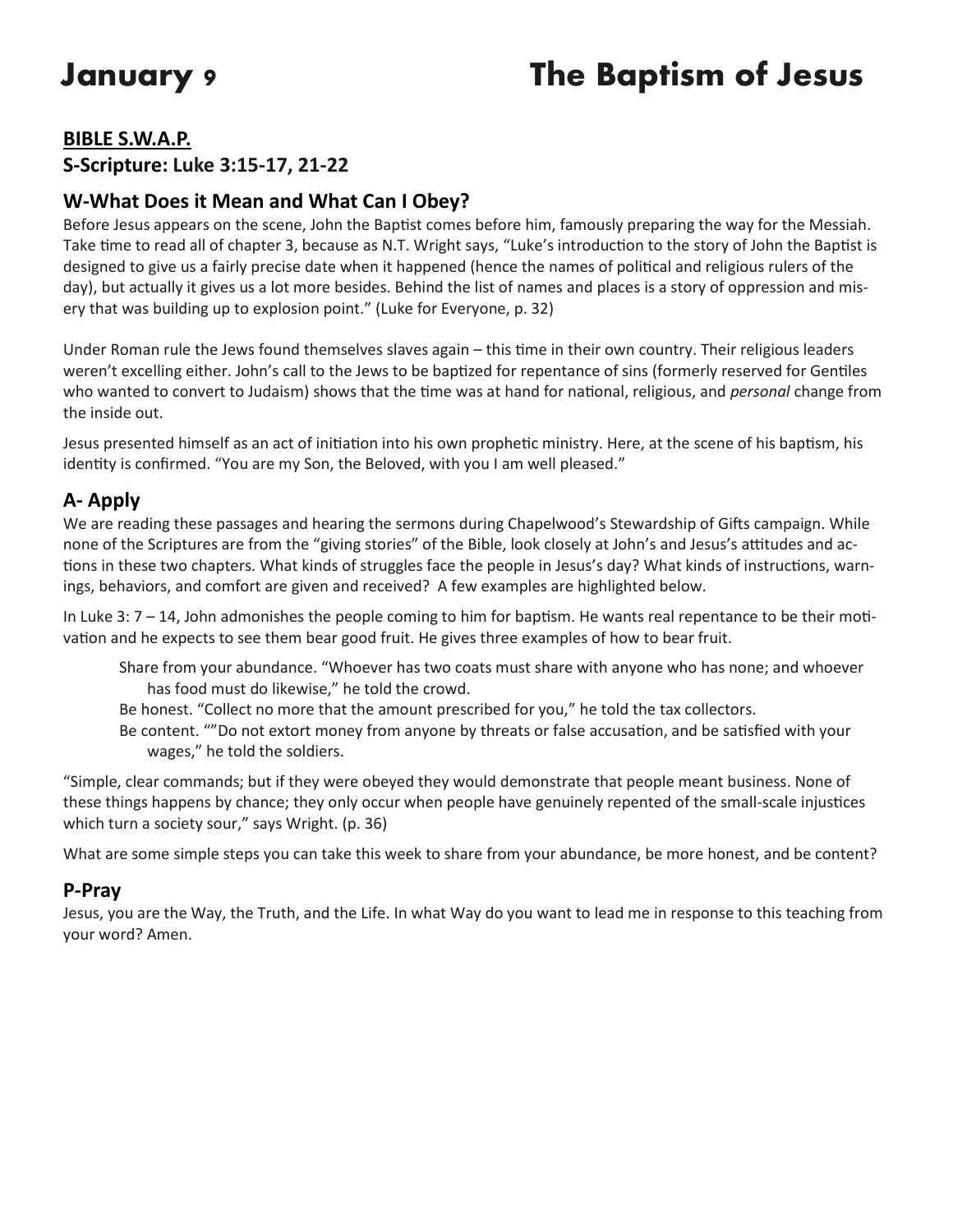# January 9 — The Baptism of Jesus

## BIBLE S.W.A.P.

### S-Scripture: Luke 3:15-17, 21-22

### W-What Does it Mean and What Can I Obey?

Before Jesus appears on the scene, John the Baptist comes before him, famously preparing the way for the Messiah. Take time to read all of chapter 3, because as N.T. Wright says, "Luke's introduction to the story of John the Baptist is designed to give us a fairly precise date when it happened (hence the names of political and religious rulers of the day), but actually it gives us a lot more besides. Behind the list of names and places is a story of oppression and misery that was building up to explosion point." (Luke for Everyone, p. 32)

Under Roman rule the Jews found themselves slaves again – this time in their own country. Their religious leaders weren't excelling either. John's call to the Jews to be baptized for repentance of sins (formerly reserved for Gentiles who wanted to convert to Judaism) shows that the time was at hand for national, religious, and *personal* change from the inside out.

Jesus presented himself as an act of initiation into his own prophetic ministry. Here, at the scene of his baptism, his identity is confirmed. "You are my Son, the Beloved, with you I am well pleased."

### A- Apply

We are reading these passages and hearing the sermons during Chapelwood's Stewardship of Gifts campaign. While none of the Scriptures are from the "giving stories" of the Bible, look closely at John's and Jesus's attitudes and actions in these two chapters. What kinds of struggles face the people in Jesus's day? What kinds of instructions, warnings, behaviors, and comfort are given and received? A few examples are highlighted below.

In Luke 3: 7 – 14, John admonishes the people coming to him for baptism. He wants real repentance to be their motivation and he expects to see them bear good fruit. He gives three examples of how to bear fruit.

Share from your abundance. "Whoever has two coats must share with anyone who has none; and whoever has food must do likewise," he told the crowd.

Be honest. "Collect no more that the amount prescribed for you," he told the tax collectors.

Be content. ""Do not extort money from anyone by threats or false accusation, and be satisfied with your wages," he told the soldiers.

"Simple, clear commands; but if they were obeyed they would demonstrate that people meant business. None of these things happens by chance; they only occur when people have genuinely repented of the small-scale injustices which turn a society sour," says Wright. (p. 36)

What are some simple steps you can take this week to share from your abundance, be more honest, and be content?

### P-Pray

Jesus, you are the Way, the Truth, and the Life. In what Way do you want to lead me in response to this teaching from your word? Amen.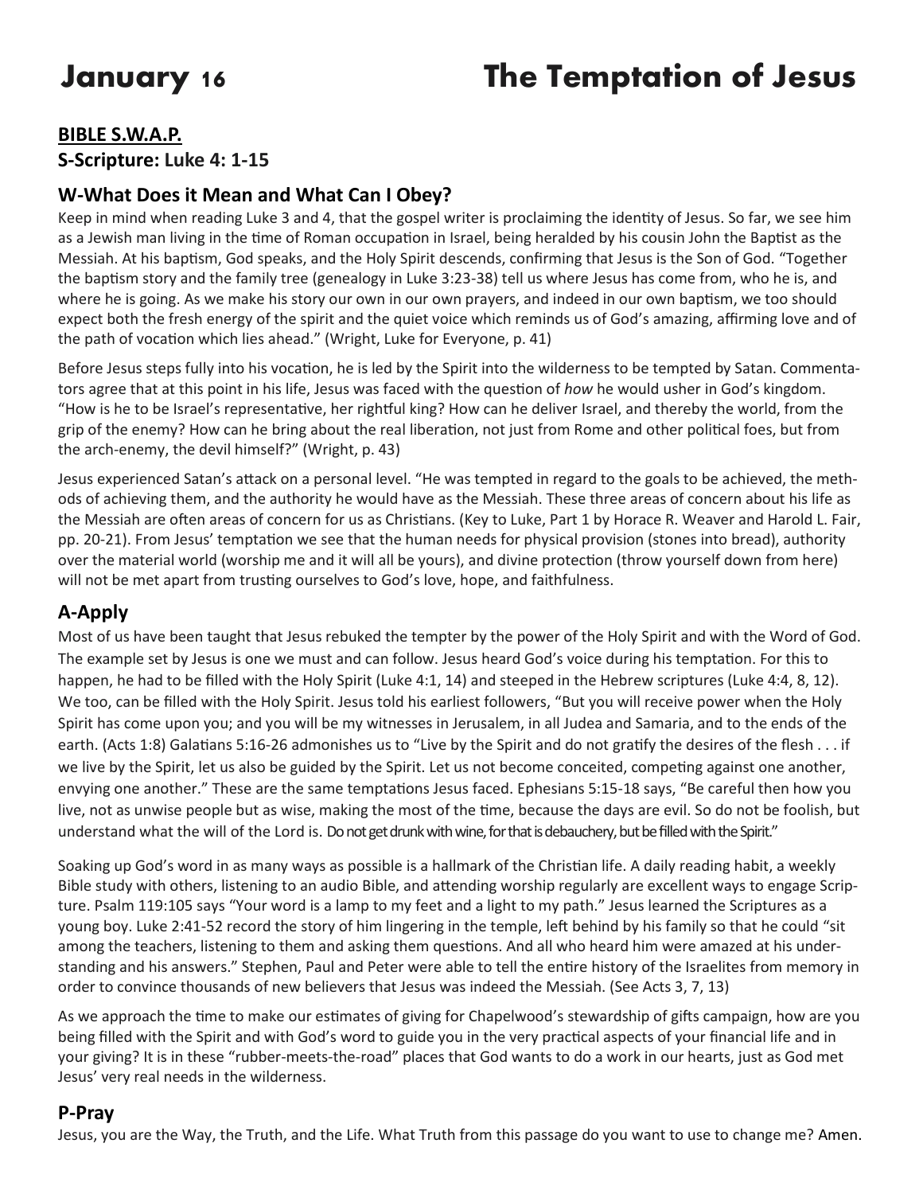# January 16 The Temptation of Jesus

**BIBLE S.W.A.P.**

**S-Scripture: Luke 4: 1-15**

## W-What Does it Mean and What Can I Obey?

Keep in mind when reading Luke 3 and 4, that the gospel writer is proclaiming the identity of Jesus. So far, we see him as a Jewish man living in the time of Roman occupation in Israel, being heralded by his cousin John the Baptist as the Messiah. At his baptism, God speaks, and the Holy Spirit descends, confirming that Jesus is the Son of God. "Together the baptism story and the family tree (genealogy in Luke 3:23-38) tell us where Jesus has come from, who he is, and where he is going. As we make his story our own in our own prayers, and indeed in our own baptism, we too should expect both the fresh energy of the spirit and the quiet voice which reminds us of God's amazing, affirming love and of the path of vocation which lies ahead." (Wright, Luke for Everyone, p. 41)

Before Jesus steps fully into his vocation, he is led by the Spirit into the wilderness to be tempted by Satan. Commentators agree that at this point in his life, Jesus was faced with the question of *how* he would usher in God's kingdom. "How is he to be Israel's representative, her rightful king? How can he deliver Israel, and thereby the world, from the grip of the enemy? How can he bring about the real liberation, not just from Rome and other political foes, but from the arch-enemy, the devil himself?" (Wright, p. 43)

Jesus experienced Satan's attack on a personal level. "He was tempted in regard to the goals to be achieved, the methods of achieving them, and the authority he would have as the Messiah. These three areas of concern about his life as the Messiah are often areas of concern for us as Christians. (Key to Luke, Part 1 by Horace R. Weaver and Harold L. Fair, pp. 20-21). From Jesus' temptation we see that the human needs for physical provision (stones into bread), authority over the material world (worship me and it will all be yours), and divine protection (throw yourself down from here) will not be met apart from trusting ourselves to God's love, hope, and faithfulness.

## A-Apply

Most of us have been taught that Jesus rebuked the tempter by the power of the Holy Spirit and with the Word of God. The example set by Jesus is one we must and can follow. Jesus heard God's voice during his temptation. For this to happen, he had to be filled with the Holy Spirit (Luke 4:1, 14) and steeped in the Hebrew scriptures (Luke 4:4, 8, 12). We too, can be filled with the Holy Spirit. Jesus told his earliest followers, "But you will receive power when the Holy Spirit has come upon you; and you will be my witnesses in Jerusalem, in all Judea and Samaria, and to the ends of the earth. (Acts 1:8) Galatians 5:16-26 admonishes us to "Live by the Spirit and do not gratify the desires of the flesh . . . if we live by the Spirit, let us also be guided by the Spirit. Let us not become conceited, competing against one another, envying one another." These are the same temptations Jesus faced. Ephesians 5:15-18 says, "Be careful then how you live, not as unwise people but as wise, making the most of the time, because the days are evil. So do not be foolish, but understand what the will of the Lord is. Do not get drunk with wine, for that is debauchery, but be filled with the Spirit."

Soaking up God's word in as many ways as possible is a hallmark of the Christian life. A daily reading habit, a weekly Bible study with others, listening to an audio Bible, and attending worship regularly are excellent ways to engage Scripture. Psalm 119:105 says "Your word is a lamp to my feet and a light to my path." Jesus learned the Scriptures as a young boy. Luke 2:41-52 record the story of him lingering in the temple, left behind by his family so that he could "sit among the teachers, listening to them and asking them questions. And all who heard him were amazed at his understanding and his answers." Stephen, Paul and Peter were able to tell the entire history of the Israelites from memory in order to convince thousands of new believers that Jesus was indeed the Messiah. (See Acts 3, 7, 13)

As we approach the time to make our estimates of giving for Chapelwood's stewardship of gifts campaign, how are you being filled with the Spirit and with God's word to guide you in the very practical aspects of your financial life and in your giving? It is in these "rubber-meets-the-road" places that God wants to do a work in our hearts, just as God met Jesus' very real needs in the wilderness.

## P-Pray

Jesus, you are the Way, the Truth, and the Life. What Truth from this passage do you want to use to change me? Amen.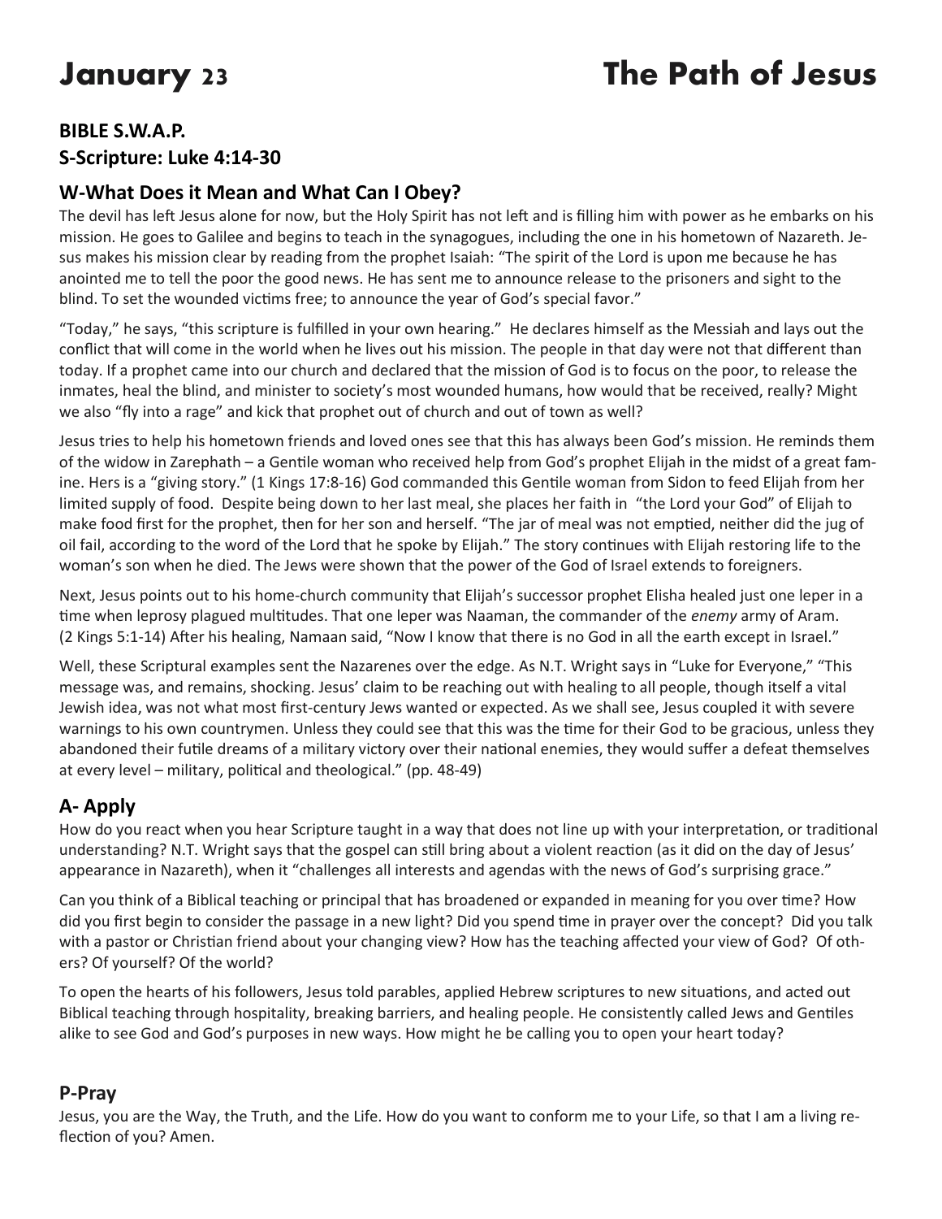# January 23 — The Path of Jesus

## BIBLE S.W.A.P.

## S-Scripture: Luke 4:14-30

## W-What Does it Mean and What Can I Obey?

The devil has left Jesus alone for now, but the Holy Spirit has not left and is filling him with power as he embarks on his mission. He goes to Galilee and begins to teach in the synagogues, including the one in his hometown of Nazareth. Jesus makes his mission clear by reading from the prophet Isaiah: "The spirit of the Lord is upon me because he has anointed me to tell the poor the good news. He has sent me to announce release to the prisoners and sight to the blind. To set the wounded victims free; to announce the year of God's special favor."

"Today," he says, "this scripture is fulfilled in your own hearing." He declares himself as the Messiah and lays out the conflict that will come in the world when he lives out his mission. The people in that day were not that different than today. If a prophet came into our church and declared that the mission of God is to focus on the poor, to release the inmates, heal the blind, and minister to society's most wounded humans, how would that be received, really? Might we also "fly into a rage" and kick that prophet out of church and out of town as well?

Jesus tries to help his hometown friends and loved ones see that this has always been God's mission. He reminds them of the widow in Zarephath – a Gentile woman who received help from God's prophet Elijah in the midst of a great famine. Hers is a "giving story." (1 Kings 17:8-16) God commanded this Gentile woman from Sidon to feed Elijah from her limited supply of food. Despite being down to her last meal, she places her faith in "the Lord your God" of Elijah to make food first for the prophet, then for her son and herself. "The jar of meal was not emptied, neither did the jug of oil fail, according to the word of the Lord that he spoke by Elijah." The story continues with Elijah restoring life to the woman's son when he died. The Jews were shown that the power of the God of Israel extends to foreigners.

Next, Jesus points out to his home-church community that Elijah's successor prophet Elisha healed just one leper in a time when leprosy plagued multitudes. That one leper was Naaman, the commander of the *enemy* army of Aram. (2 Kings 5:1-14) After his healing, Namaan said, "Now I know that there is no God in all the earth except in Israel."

Well, these Scriptural examples sent the Nazarenes over the edge. As N.T. Wright says in "Luke for Everyone," "This message was, and remains, shocking. Jesus' claim to be reaching out with healing to all people, though itself a vital Jewish idea, was not what most first-century Jews wanted or expected. As we shall see, Jesus coupled it with severe warnings to his own countrymen. Unless they could see that this was the time for their God to be gracious, unless they abandoned their futile dreams of a military victory over their national enemies, they would suffer a defeat themselves at every level – military, political and theological." (pp. 48-49)

## A- Apply

How do you react when you hear Scripture taught in a way that does not line up with your interpretation, or traditional understanding? N.T. Wright says that the gospel can still bring about a violent reaction (as it did on the day of Jesus' appearance in Nazareth), when it "challenges all interests and agendas with the news of God's surprising grace."

Can you think of a Biblical teaching or principal that has broadened or expanded in meaning for you over time? How did you first begin to consider the passage in a new light? Did you spend time in prayer over the concept? Did you talk with a pastor or Christian friend about your changing view? How has the teaching affected your view of God? Of others? Of yourself? Of the world?

To open the hearts of his followers, Jesus told parables, applied Hebrew scriptures to new situations, and acted out Biblical teaching through hospitality, breaking barriers, and healing people. He consistently called Jews and Gentiles alike to see God and God's purposes in new ways. How might he be calling you to open your heart today?

## P-Pray

Jesus, you are the Way, the Truth, and the Life. How do you want to conform me to your Life, so that I am a living reflection of you? Amen.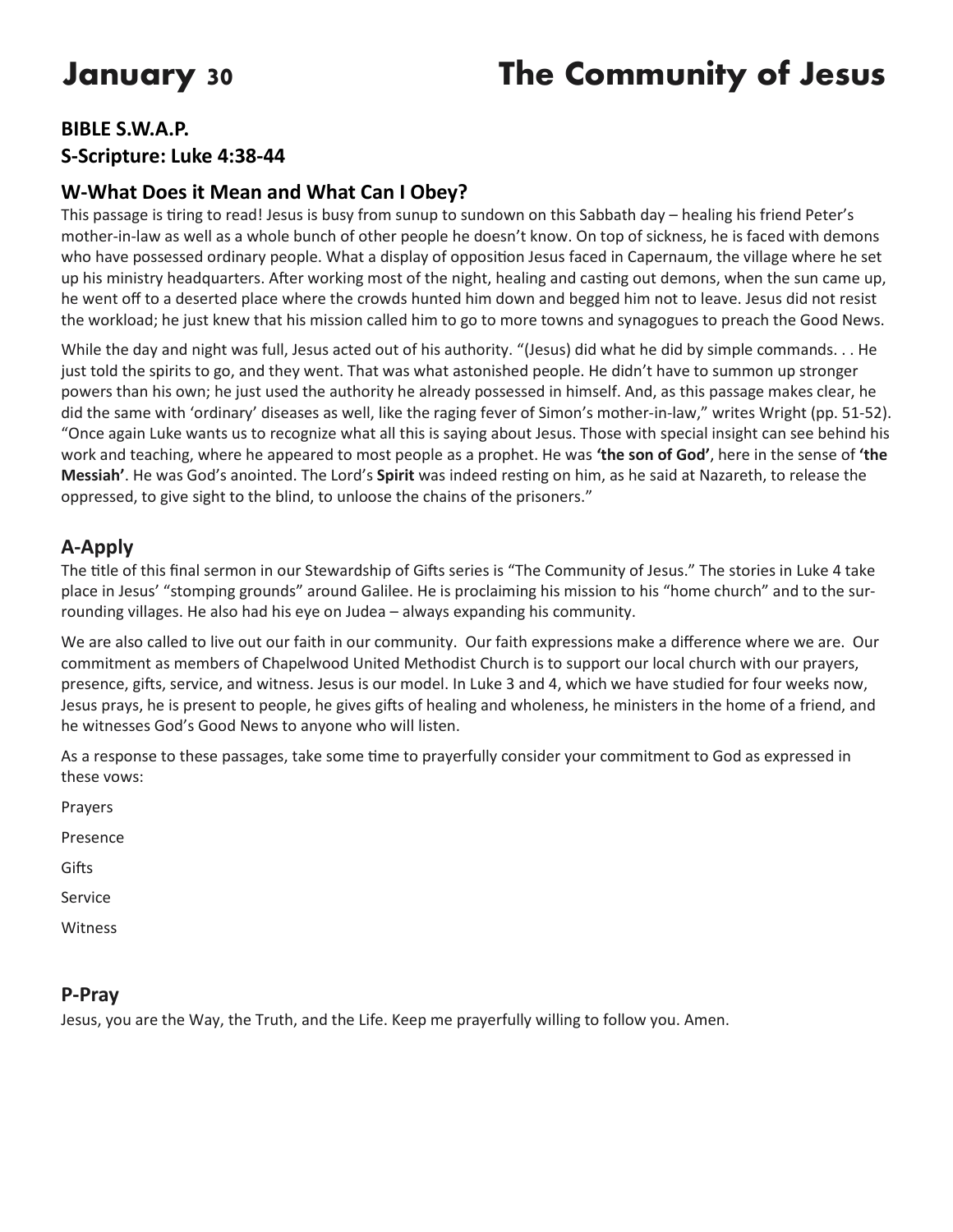# January 30 — The Community of Jesus

## BIBLE S.W.A.P.

### S-Scripture: Luke 4:38-44

### W-What Does it Mean and What Can I Obey?

This passage is tiring to read! Jesus is busy from sunup to sundown on this Sabbath day – healing his friend Peter's mother-in-law as well as a whole bunch of other people he doesn't know. On top of sickness, he is faced with demons who have possessed ordinary people. What a display of opposition Jesus faced in Capernaum, the village where he set up his ministry headquarters. After working most of the night, healing and casting out demons, when the sun came up, he went off to a deserted place where the crowds hunted him down and begged him not to leave. Jesus did not resist the workload; he just knew that his mission called him to go to more towns and synagogues to preach the Good News.

While the day and night was full, Jesus acted out of his authority. "(Jesus) did what he did by simple commands. . . He just told the spirits to go, and they went. That was what astonished people. He didn't have to summon up stronger powers than his own; he just used the authority he already possessed in himself. And, as this passage makes clear, he did the same with 'ordinary' diseases as well, like the raging fever of Simon's mother-in-law," writes Wright (pp. 51-52). "Once again Luke wants us to recognize what all this is saying about Jesus. Those with special insight can see behind his work and teaching, where he appeared to most people as a prophet. He was **'the son of God'**, here in the sense of **'the Messiah'**. He was God's anointed. The Lord's **Spirit** was indeed resting on him, as he said at Nazareth, to release the oppressed, to give sight to the blind, to unloose the chains of the prisoners."

### A-Apply

The title of this final sermon in our Stewardship of Gifts series is "The Community of Jesus." The stories in Luke 4 take place in Jesus' "stomping grounds" around Galilee. He is proclaiming his mission to his "home church" and to the surrounding villages. He also had his eye on Judea – always expanding his community.

We are also called to live out our faith in our community. Our faith expressions make a difference where we are. Our commitment as members of Chapelwood United Methodist Church is to support our local church with our prayers, presence, gifts, service, and witness. Jesus is our model. In Luke 3 and 4, which we have studied for four weeks now, Jesus prays, he is present to people, he gives gifts of healing and wholeness, he ministers in the home of a friend, and he witnesses God's Good News to anyone who will listen.

As a response to these passages, take some time to prayerfully consider your commitment to God as expressed in these vows:

Prayers

Presence

Gifts

Service

Witness

### P-Pray

Jesus, you are the Way, the Truth, and the Life. Keep me prayerfully willing to follow you. Amen.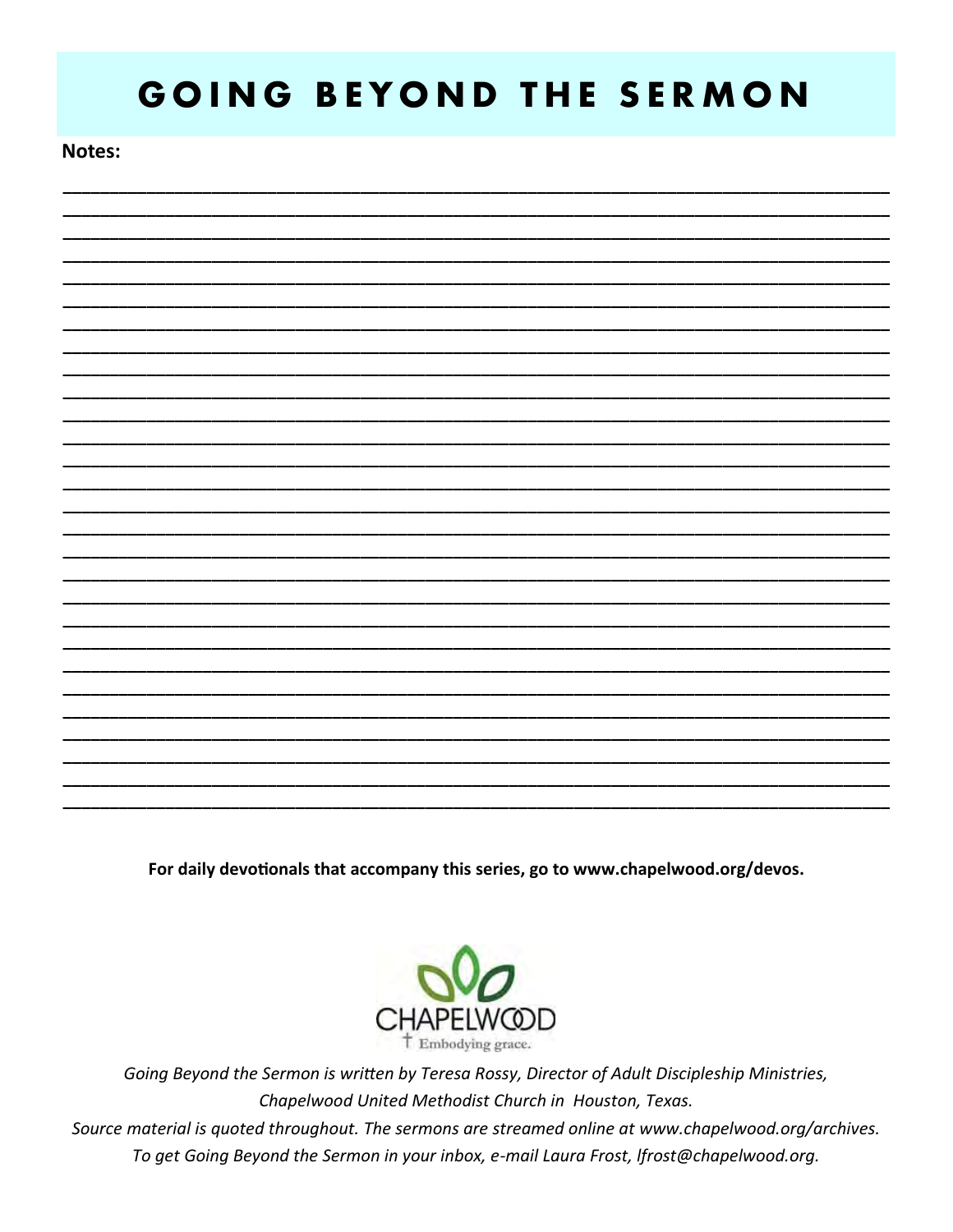# GOING BEYOND THE SERMON

**Notes:**

**For daily devotionals that accompany this series, go to www.chapelwood.org/devos.**

CHAPELWOOD

Embodying grace.

*Going Beyond the Sermon is written by Teresa Rossy, Director of Adult Discipleship Ministries, Chapelwood United Methodist Church in Houston, Texas.*

*Source material is quoted throughout. The sermons are streamed online at www.chapelwood.org/archives.*

*To get Going Beyond the Sermon in your inbox, e-mail Laura Frost, lfrost@chapelwood.org.*